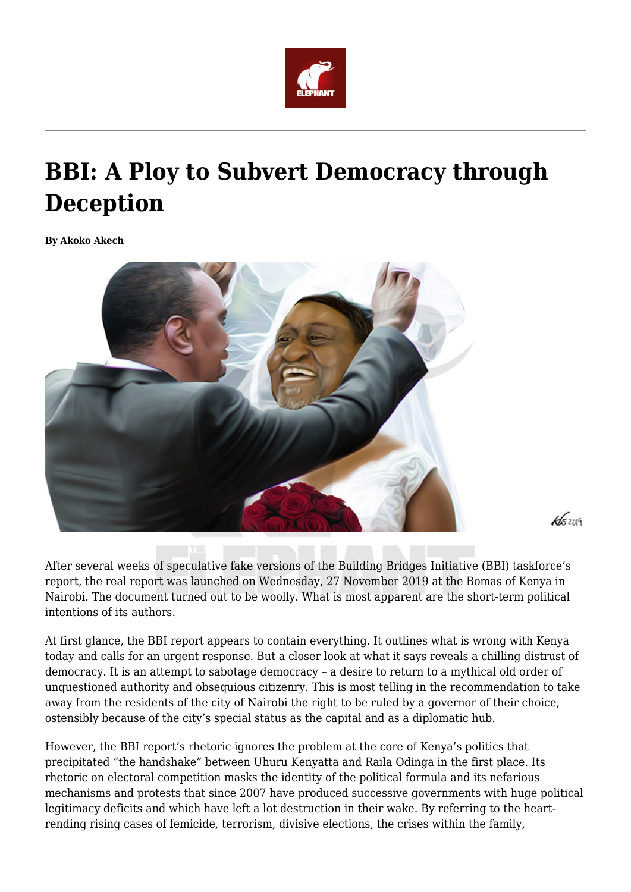# BBI: A Ploy to Subvert Democracy through Deception

**By Akoko Akech**

After several weeks of speculative fake versions of the Building Bridges Initiative (BBI) taskforce's report, the real report was launched on Wednesday, 27 November 2019 at the Bomas of Kenya in Nairobi. The document turned out to be woolly. What is most apparent are the short-term political intentions of its authors.

At first glance, the BBI report appears to contain everything. It outlines what is wrong with Kenya today and calls for an urgent response. But a closer look at what it says reveals a chilling distrust of democracy. It is an attempt to sabotage democracy – a desire to return to a mythical old order of unquestioned authority and obsequious citizenry. This is most telling in the recommendation to take away from the residents of the city of Nairobi the right to be ruled by a governor of their choice, ostensibly because of the city's special status as the capital and as a diplomatic hub.

However, the BBI report's rhetoric ignores the problem at the core of Kenya's politics that precipitated "the handshake" between Uhuru Kenyatta and Raila Odinga in the first place. Its rhetoric on electoral competition masks the identity of the political formula and its nefarious mechanisms and protests that since 2007 have produced successive governments with huge political legitimacy deficits and which have left a lot destruction in their wake. By referring to the heart-rending rising cases of femicide, terrorism, divisive elections, the crises within the family,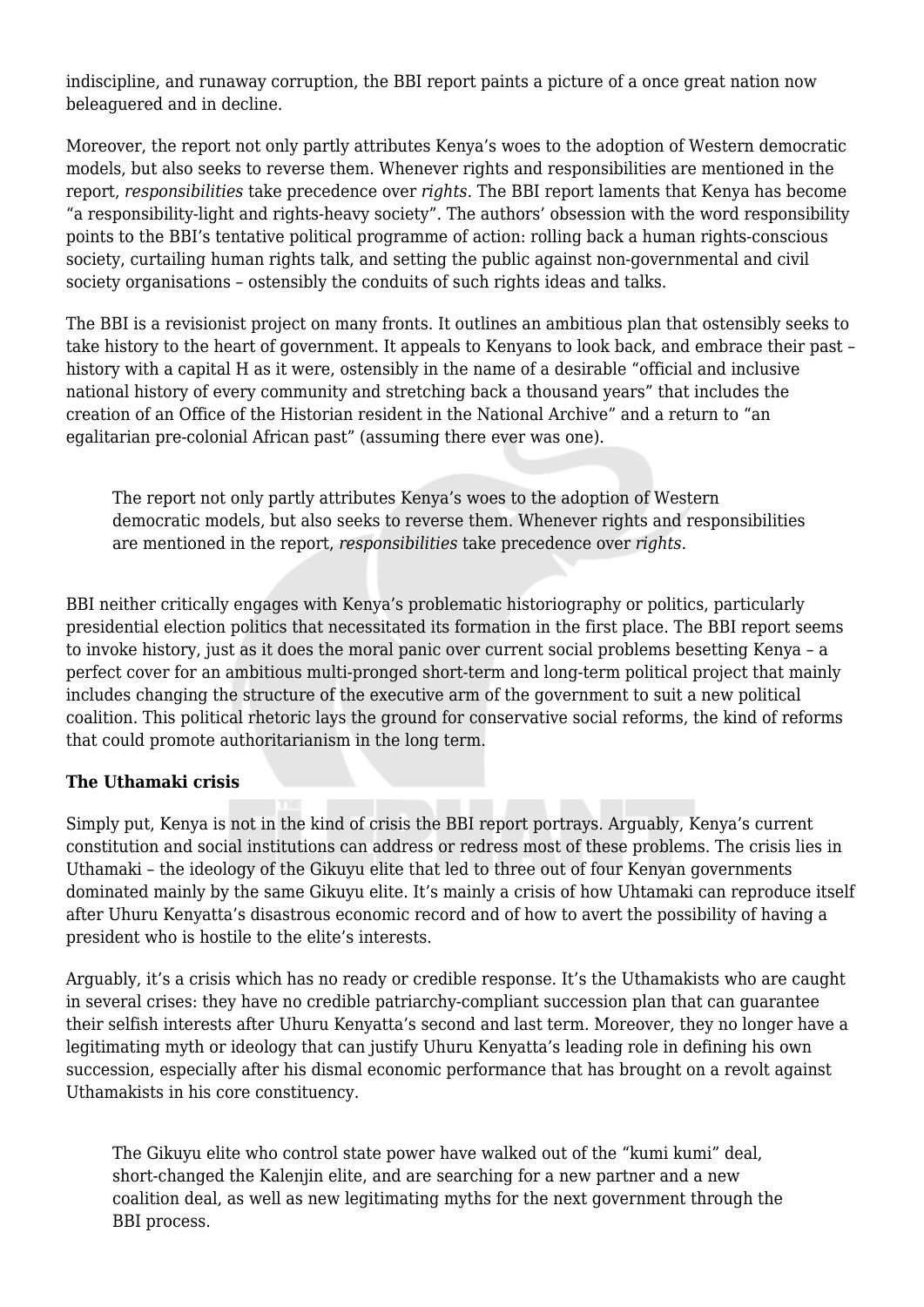indiscipline, and runaway corruption, the BBI report paints a picture of a once great nation now beleaguered and in decline.

Moreover, the report not only partly attributes Kenya's woes to the adoption of Western democratic models, but also seeks to reverse them. Whenever rights and responsibilities are mentioned in the report, *responsibilities* take precedence over *rights*. The BBI report laments that Kenya has become "a responsibility-light and rights-heavy society". The authors' obsession with the word responsibility points to the BBI's tentative political programme of action: rolling back a human rights-conscious society, curtailing human rights talk, and setting the public against non-governmental and civil society organisations – ostensibly the conduits of such rights ideas and talks.

The BBI is a revisionist project on many fronts. It outlines an ambitious plan that ostensibly seeks to take history to the heart of government. It appeals to Kenyans to look back, and embrace their past – history with a capital H as it were, ostensibly in the name of a desirable "official and inclusive national history of every community and stretching back a thousand years" that includes the creation of an Office of the Historian resident in the National Archive" and a return to "an egalitarian pre-colonial African past" (assuming there ever was one).

> The report not only partly attributes Kenya's woes to the adoption of Western democratic models, but also seeks to reverse them. Whenever rights and responsibilities are mentioned in the report, *responsibilities* take precedence over *rights.*

BBI neither critically engages with Kenya's problematic historiography or politics, particularly presidential election politics that necessitated its formation in the first place. The BBI report seems to invoke history, just as it does the moral panic over current social problems besetting Kenya – a perfect cover for an ambitious multi-pronged short-term and long-term political project that mainly includes changing the structure of the executive arm of the government to suit a new political coalition. This political rhetoric lays the ground for conservative social reforms, the kind of reforms that could promote authoritarianism in the long term.

**The Uthamaki crisis**

Simply put, Kenya is not in the kind of crisis the BBI report portrays. Arguably, Kenya's current constitution and social institutions can address or redress most of these problems. The crisis lies in Uthamaki – the ideology of the Gikuyu elite that led to three out of four Kenyan governments dominated mainly by the same Gikuyu elite. It's mainly a crisis of how Uhtamaki can reproduce itself after Uhuru Kenyatta's disastrous economic record and of how to avert the possibility of having a president who is hostile to the elite's interests.

Arguably, it's a crisis which has no ready or credible response. It's the Uthamakists who are caught in several crises: they have no credible patriarchy-compliant succession plan that can guarantee their selfish interests after Uhuru Kenyatta's second and last term. Moreover, they no longer have a legitimating myth or ideology that can justify Uhuru Kenyatta's leading role in defining his own succession, especially after his dismal economic performance that has brought on a revolt against Uthamakists in his core constituency.

> The Gikuyu elite who control state power have walked out of the "kumi kumi" deal, short-changed the Kalenjin elite, and are searching for a new partner and a new coalition deal, as well as new legitimating myths for the next government through the BBI process.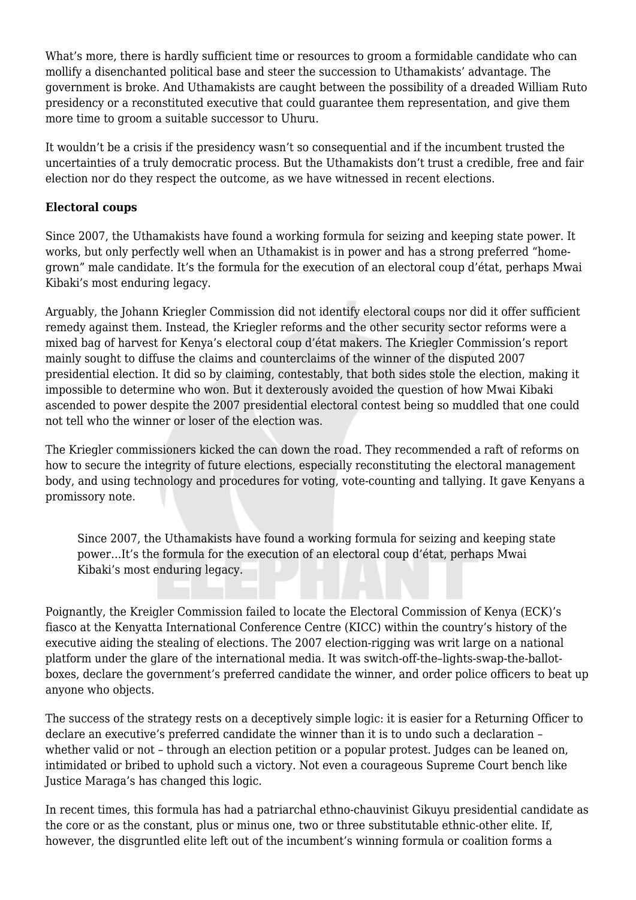What's more, there is hardly sufficient time or resources to groom a formidable candidate who can mollify a disenchanted political base and steer the succession to Uthamakists' advantage. The government is broke. And Uthamakists are caught between the possibility of a dreaded William Ruto presidency or a reconstituted executive that could guarantee them representation, and give them more time to groom a suitable successor to Uhuru.

It wouldn't be a crisis if the presidency wasn't so consequential and if the incumbent trusted the uncertainties of a truly democratic process. But the Uthamakists don't trust a credible, free and fair election nor do they respect the outcome, as we have witnessed in recent elections.

**Electoral coups**

Since 2007, the Uthamakists have found a working formula for seizing and keeping state power. It works, but only perfectly well when an Uthamakist is in power and has a strong preferred "home-grown" male candidate. It's the formula for the execution of an electoral coup d'état, perhaps Mwai Kibaki's most enduring legacy.

Arguably, the Johann Kriegler Commission did not identify electoral coups nor did it offer sufficient remedy against them. Instead, the Kriegler reforms and the other security sector reforms were a mixed bag of harvest for Kenya's electoral coup d'état makers. The Kriegler Commission's report mainly sought to diffuse the claims and counterclaims of the winner of the disputed 2007 presidential election. It did so by claiming, contestably, that both sides stole the election, making it impossible to determine who won. But it dexterously avoided the question of how Mwai Kibaki ascended to power despite the 2007 presidential electoral contest being so muddled that one could not tell who the winner or loser of the election was.

The Kriegler commissioners kicked the can down the road. They recommended a raft of reforms on how to secure the integrity of future elections, especially reconstituting the electoral management body, and using technology and procedures for voting, vote-counting and tallying. It gave Kenyans a promissory note.

> Since 2007, the Uthamakists have found a working formula for seizing and keeping state power…It's the formula for the execution of an electoral coup d'état, perhaps Mwai Kibaki's most enduring legacy.

Poignantly, the Kreigler Commission failed to locate the Electoral Commission of Kenya (ECK)'s fiasco at the Kenyatta International Conference Centre (KICC) within the country's history of the executive aiding the stealing of elections. The 2007 election-rigging was writ large on a national platform under the glare of the international media. It was switch-off-the–lights-swap-the-ballot-boxes, declare the government's preferred candidate the winner, and order police officers to beat up anyone who objects.

The success of the strategy rests on a deceptively simple logic: it is easier for a Returning Officer to declare an executive's preferred candidate the winner than it is to undo such a declaration – whether valid or not – through an election petition or a popular protest. Judges can be leaned on, intimidated or bribed to uphold such a victory. Not even a courageous Supreme Court bench like Justice Maraga's has changed this logic.

In recent times, this formula has had a patriarchal ethno-chauvinist Gikuyu presidential candidate as the core or as the constant, plus or minus one, two or three substitutable ethnic-other elite. If, however, the disgruntled elite left out of the incumbent's winning formula or coalition forms a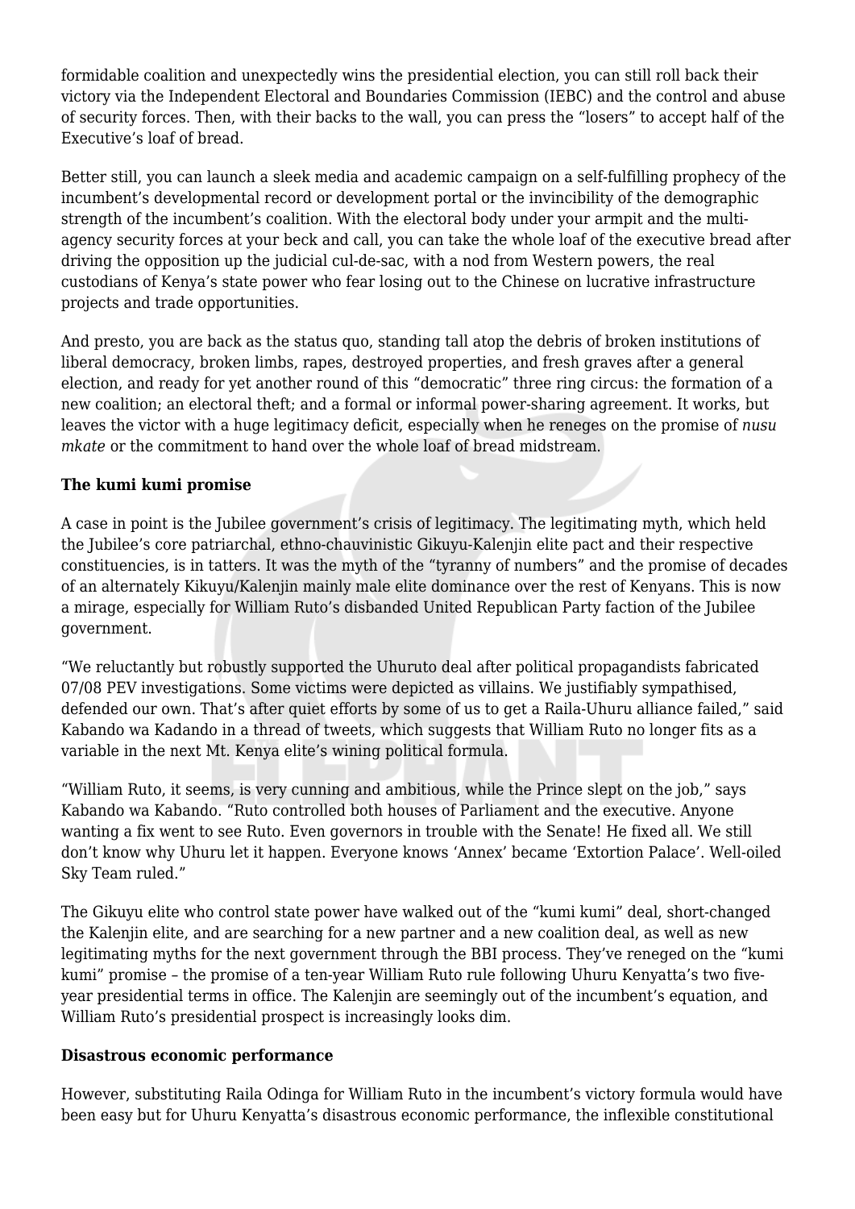formidable coalition and unexpectedly wins the presidential election, you can still roll back their victory via the Independent Electoral and Boundaries Commission (IEBC) and the control and abuse of security forces. Then, with their backs to the wall, you can press the "losers" to accept half of the Executive's loaf of bread.

Better still, you can launch a sleek media and academic campaign on a self-fulfilling prophecy of the incumbent's developmental record or development portal or the invincibility of the demographic strength of the incumbent's coalition. With the electoral body under your armpit and the multi-agency security forces at your beck and call, you can take the whole loaf of the executive bread after driving the opposition up the judicial cul-de-sac, with a nod from Western powers, the real custodians of Kenya's state power who fear losing out to the Chinese on lucrative infrastructure projects and trade opportunities.

And presto, you are back as the status quo, standing tall atop the debris of broken institutions of liberal democracy, broken limbs, rapes, destroyed properties, and fresh graves after a general election, and ready for yet another round of this "democratic" three ring circus: the formation of a new coalition; an electoral theft; and a formal or informal power-sharing agreement. It works, but leaves the victor with a huge legitimacy deficit, especially when he reneges on the promise of *nusu mkate* or the commitment to hand over the whole loaf of bread midstream.

**The kumi kumi promise**

A case in point is the Jubilee government's crisis of legitimacy. The legitimating myth, which held the Jubilee's core patriarchal, ethno-chauvinistic Gikuyu-Kalenjin elite pact and their respective constituencies, is in tatters. It was the myth of the "tyranny of numbers" and the promise of decades of an alternately Kikuyu/Kalenjin mainly male elite dominance over the rest of Kenyans. This is now a mirage, especially for William Ruto's disbanded United Republican Party faction of the Jubilee government.

"We reluctantly but robustly supported the Uhuruto deal after political propagandists fabricated 07/08 PEV investigations. Some victims were depicted as villains. We justifiably sympathised, defended our own. That's after quiet efforts by some of us to get a Raila-Uhuru alliance failed," said Kabando wa Kadando in a thread of tweets, which suggests that William Ruto no longer fits as a variable in the next Mt. Kenya elite's wining political formula.

"William Ruto, it seems, is very cunning and ambitious, while the Prince slept on the job," says Kabando wa Kabando. "Ruto controlled both houses of Parliament and the executive. Anyone wanting a fix went to see Ruto. Even governors in trouble with the Senate! He fixed all. We still don't know why Uhuru let it happen. Everyone knows 'Annex' became 'Extortion Palace'. Well-oiled Sky Team ruled."

The Gikuyu elite who control state power have walked out of the "kumi kumi" deal, short-changed the Kalenjin elite, and are searching for a new partner and a new coalition deal, as well as new legitimating myths for the next government through the BBI process. They've reneged on the "kumi kumi" promise – the promise of a ten-year William Ruto rule following Uhuru Kenyatta's two five-year presidential terms in office. The Kalenjin are seemingly out of the incumbent's equation, and William Ruto's presidential prospect is increasingly looks dim.

**Disastrous economic performance**

However, substituting Raila Odinga for William Ruto in the incumbent's victory formula would have been easy but for Uhuru Kenyatta's disastrous economic performance, the inflexible constitutional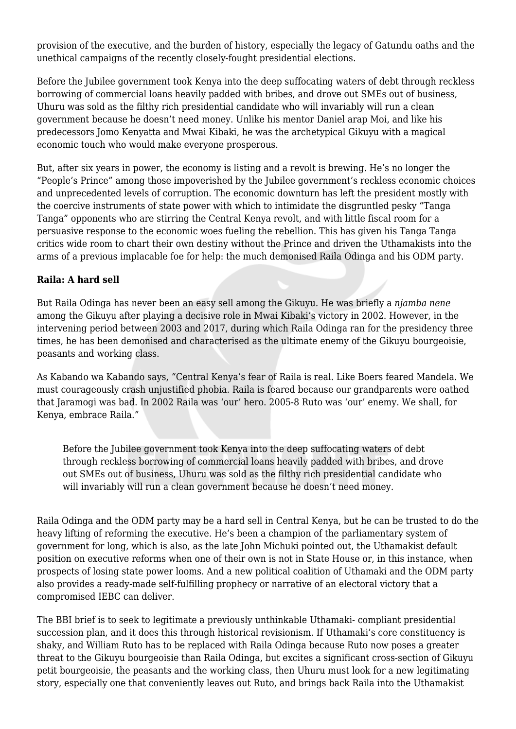provision of the executive, and the burden of history, especially the legacy of Gatundu oaths and the unethical campaigns of the recently closely-fought presidential elections.

Before the Jubilee government took Kenya into the deep suffocating waters of debt through reckless borrowing of commercial loans heavily padded with bribes, and drove out SMEs out of business, Uhuru was sold as the filthy rich presidential candidate who will invariably will run a clean government because he doesn't need money. Unlike his mentor Daniel arap Moi, and like his predecessors Jomo Kenyatta and Mwai Kibaki, he was the archetypical Gikuyu with a magical economic touch who would make everyone prosperous.

But, after six years in power, the economy is listing and a revolt is brewing. He's no longer the "People's Prince" among those impoverished by the Jubilee government's reckless economic choices and unprecedented levels of corruption. The economic downturn has left the president mostly with the coercive instruments of state power with which to intimidate the disgruntled pesky "Tanga Tanga" opponents who are stirring the Central Kenya revolt, and with little fiscal room for a persuasive response to the economic woes fueling the rebellion. This has given his Tanga Tanga critics wide room to chart their own destiny without the Prince and driven the Uthamakists into the arms of a previous implacable foe for help: the much demonised Raila Odinga and his ODM party.

**Raila: A hard sell**

But Raila Odinga has never been an easy sell among the Gikuyu. He was briefly a *njamba nene* among the Gikuyu after playing a decisive role in Mwai Kibaki's victory in 2002. However, in the intervening period between 2003 and 2017, during which Raila Odinga ran for the presidency three times, he has been demonised and characterised as the ultimate enemy of the Gikuyu bourgeoisie, peasants and working class.

As Kabando wa Kabando says, "Central Kenya's fear of Raila is real. Like Boers feared Mandela. We must courageously crash unjustified phobia. Raila is feared because our grandparents were oathed that Jaramogi was bad. In 2002 Raila was 'our' hero. 2005-8 Ruto was 'our' enemy. We shall, for Kenya, embrace Raila."

> Before the Jubilee government took Kenya into the deep suffocating waters of debt through reckless borrowing of commercial loans heavily padded with bribes, and drove out SMEs out of business, Uhuru was sold as the filthy rich presidential candidate who will invariably will run a clean government because he doesn't need money.

Raila Odinga and the ODM party may be a hard sell in Central Kenya, but he can be trusted to do the heavy lifting of reforming the executive. He's been a champion of the parliamentary system of government for long, which is also, as the late John Michuki pointed out, the Uthamakist default position on executive reforms when one of their own is not in State House or, in this instance, when prospects of losing state power looms. And a new political coalition of Uthamaki and the ODM party also provides a ready-made self-fulfilling prophecy or narrative of an electoral victory that a compromised IEBC can deliver.

The BBI brief is to seek to legitimate a previously unthinkable Uthamaki- compliant presidential succession plan, and it does this through historical revisionism. If Uthamaki's core constituency is shaky, and William Ruto has to be replaced with Raila Odinga because Ruto now poses a greater threat to the Gikuyu bourgeoisie than Raila Odinga, but excites a significant cross-section of Gikuyu petit bourgeoisie, the peasants and the working class, then Uhuru must look for a new legitimating story, especially one that conveniently leaves out Ruto, and brings back Raila into the Uthamakist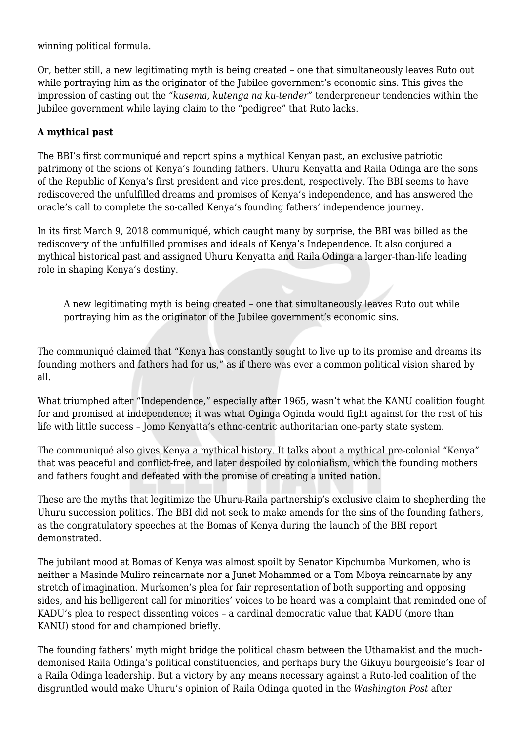winning political formula.

Or, better still, a new legitimating myth is being created – one that simultaneously leaves Ruto out while portraying him as the originator of the Jubilee government's economic sins. This gives the impression of casting out the *"kusema, kutenga na ku-tender"* tenderpreneur tendencies within the Jubilee government while laying claim to the "pedigree" that Ruto lacks.

**A mythical past**

The BBI's first communiqué and report spins a mythical Kenyan past, an exclusive patriotic patrimony of the scions of Kenya's founding fathers. Uhuru Kenyatta and Raila Odinga are the sons of the Republic of Kenya's first president and vice president, respectively. The BBI seems to have rediscovered the unfulfilled dreams and promises of Kenya's independence, and has answered the oracle's call to complete the so-called Kenya's founding fathers' independence journey.

In its first March 9, 2018 communiqué, which caught many by surprise, the BBI was billed as the rediscovery of the unfulfilled promises and ideals of Kenya's Independence. It also conjured a mythical historical past and assigned Uhuru Kenyatta and Raila Odinga a larger-than-life leading role in shaping Kenya's destiny.

> A new legitimating myth is being created – one that simultaneously leaves Ruto out while portraying him as the originator of the Jubilee government's economic sins.

The communiqué claimed that "Kenya has constantly sought to live up to its promise and dreams its founding mothers and fathers had for us," as if there was ever a common political vision shared by all.

What triumphed after "Independence," especially after 1965, wasn't what the KANU coalition fought for and promised at independence; it was what Oginga Oginda would fight against for the rest of his life with little success – Jomo Kenyatta's ethno-centric authoritarian one-party state system.

The communiqué also gives Kenya a mythical history. It talks about a mythical pre-colonial "Kenya" that was peaceful and conflict-free, and later despoiled by colonialism, which the founding mothers and fathers fought and defeated with the promise of creating a united nation.

These are the myths that legitimize the Uhuru-Raila partnership's exclusive claim to shepherding the Uhuru succession politics. The BBI did not seek to make amends for the sins of the founding fathers, as the congratulatory speeches at the Bomas of Kenya during the launch of the BBI report demonstrated.

The jubilant mood at Bomas of Kenya was almost spoilt by Senator Kipchumba Murkomen, who is neither a Masinde Muliro reincarnate nor a Junet Mohammed or a Tom Mboya reincarnate by any stretch of imagination. Murkomen's plea for fair representation of both supporting and opposing sides, and his belligerent call for minorities' voices to be heard was a complaint that reminded one of KADU's plea to respect dissenting voices – a cardinal democratic value that KADU (more than KANU) stood for and championed briefly.

The founding fathers' myth might bridge the political chasm between the Uthamakist and the much-demonised Raila Odinga's political constituencies, and perhaps bury the Gikuyu bourgeoisie's fear of a Raila Odinga leadership. But a victory by any means necessary against a Ruto-led coalition of the disgruntled would make Uhuru's opinion of Raila Odinga quoted in the *Washington Post* after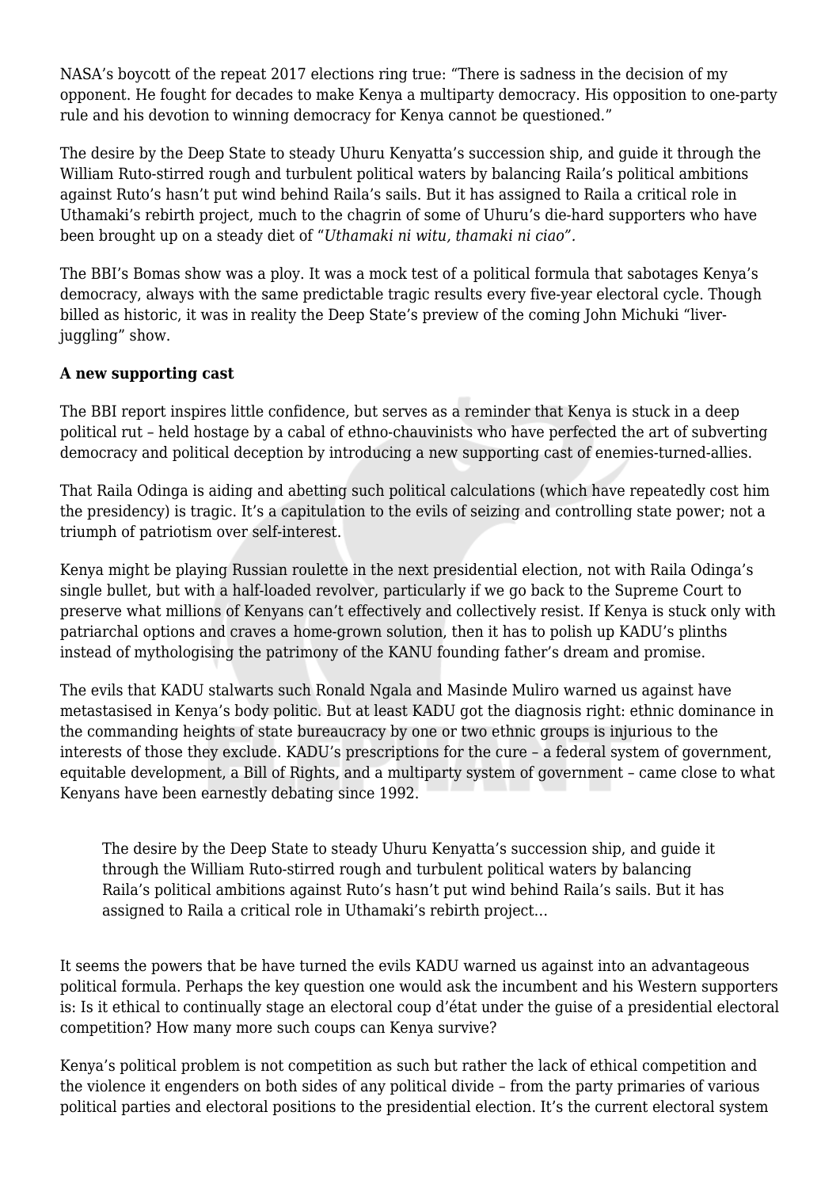NASA's boycott of the repeat 2017 elections ring true: "There is sadness in the decision of my opponent. He fought for decades to make Kenya a multiparty democracy. His opposition to one-party rule and his devotion to winning democracy for Kenya cannot be questioned."

The desire by the Deep State to steady Uhuru Kenyatta's succession ship, and guide it through the William Ruto-stirred rough and turbulent political waters by balancing Raila's political ambitions against Ruto's hasn't put wind behind Raila's sails. But it has assigned to Raila a critical role in Uthamaki's rebirth project, much to the chagrin of some of Uhuru's die-hard supporters who have been brought up on a steady diet of "*Uthamaki ni witu, thamaki ni ciao".*

The BBI's Bomas show was a ploy. It was a mock test of a political formula that sabotages Kenya's democracy, always with the same predictable tragic results every five-year electoral cycle. Though billed as historic, it was in reality the Deep State's preview of the coming John Michuki "liver-juggling" show.

**A new supporting cast**

The BBI report inspires little confidence, but serves as a reminder that Kenya is stuck in a deep political rut – held hostage by a cabal of ethno-chauvinists who have perfected the art of subverting democracy and political deception by introducing a new supporting cast of enemies-turned-allies.

That Raila Odinga is aiding and abetting such political calculations (which have repeatedly cost him the presidency) is tragic. It's a capitulation to the evils of seizing and controlling state power; not a triumph of patriotism over self-interest.

Kenya might be playing Russian roulette in the next presidential election, not with Raila Odinga's single bullet, but with a half-loaded revolver, particularly if we go back to the Supreme Court to preserve what millions of Kenyans can't effectively and collectively resist. If Kenya is stuck only with patriarchal options and craves a home-grown solution, then it has to polish up KADU's plinths instead of mythologising the patrimony of the KANU founding father's dream and promise.

The evils that KADU stalwarts such Ronald Ngala and Masinde Muliro warned us against have metastasised in Kenya's body politic. But at least KADU got the diagnosis right: ethnic dominance in the commanding heights of state bureaucracy by one or two ethnic groups is injurious to the interests of those they exclude. KADU's prescriptions for the cure – a federal system of government, equitable development, a Bill of Rights, and a multiparty system of government – came close to what Kenyans have been earnestly debating since 1992.

> The desire by the Deep State to steady Uhuru Kenyatta's succession ship, and guide it through the William Ruto-stirred rough and turbulent political waters by balancing Raila's political ambitions against Ruto's hasn't put wind behind Raila's sails. But it has assigned to Raila a critical role in Uthamaki's rebirth project…

It seems the powers that be have turned the evils KADU warned us against into an advantageous political formula. Perhaps the key question one would ask the incumbent and his Western supporters is: Is it ethical to continually stage an electoral coup d'état under the guise of a presidential electoral competition? How many more such coups can Kenya survive?

Kenya's political problem is not competition as such but rather the lack of ethical competition and the violence it engenders on both sides of any political divide – from the party primaries of various political parties and electoral positions to the presidential election. It's the current electoral system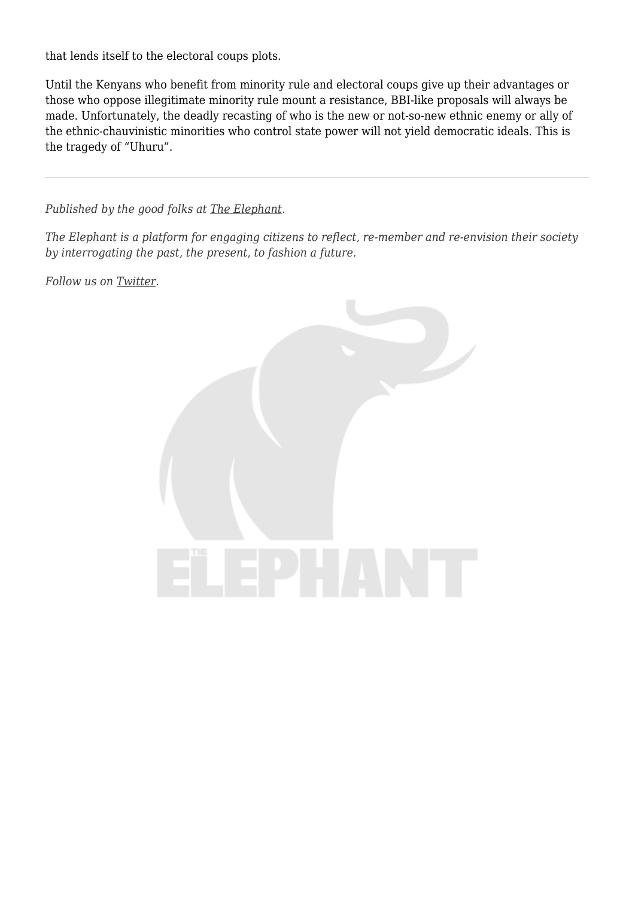that lends itself to the electoral coups plots.

Until the Kenyans who benefit from minority rule and electoral coups give up their advantages or those who oppose illegitimate minority rule mount a resistance, BBI-like proposals will always be made. Unfortunately, the deadly recasting of who is the new or not-so-new ethnic enemy or ally of the ethnic-chauvinistic minorities who control state power will not yield democratic ideals. This is the tragedy of "Uhuru".

---

*Published by the good folks at The Elephant.*

*The Elephant is a platform for engaging citizens to reflect, re-member and re-envision their society by interrogating the past, the present, to fashion a future.*

*Follow us on Twitter.*